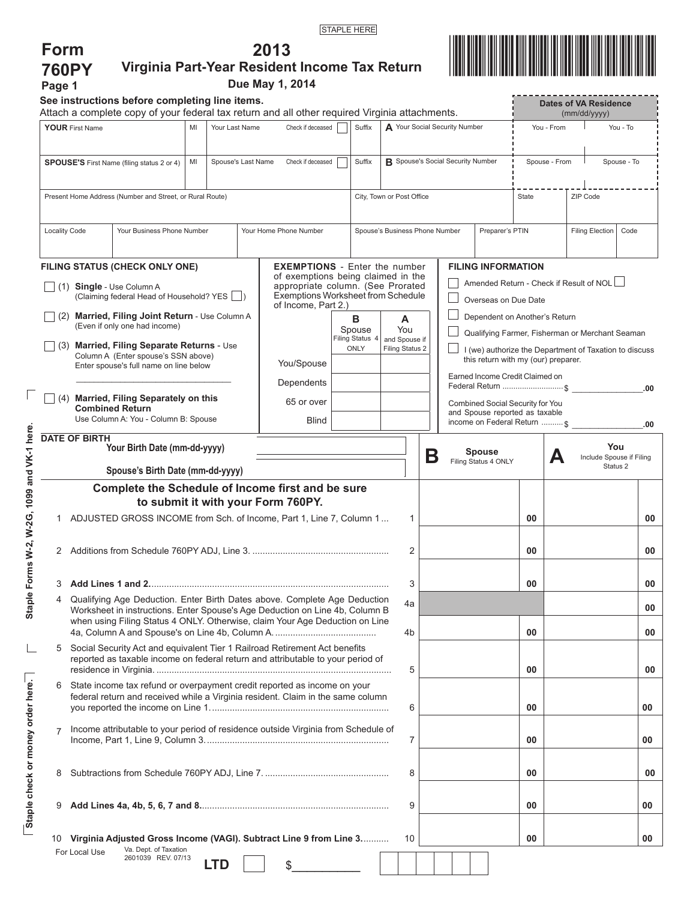STAPLE HERE

# Form 760PY Page 1

## 2013 Virginia Part-Year Resident Income Tax Return

**Due May 1, 2014**

**See instructions before completing line items.**
Attach a complete copy of your federal tax return and all other required Virginia attachments.

| **YOUR** First Name | MI | Your Last Name | Check if deceased | Suffix | **A** Your Social Security Number | Dates of VA Residence (mm/dd/yyyy) You - From | You - To |
|---|---|---|---|---|---|---|---|
| | | | | | | | |
| **SPOUSE'S** First Name (filing status 2 or 4) | MI | Spouse's Last Name | Check if deceased | Suffix | **B** Spouse's Social Security Number | Spouse - From | Spouse - To |
| | | | | | | | |

| Present Home Address (Number and Street, or Rural Route) | City, Town or Post Office | State | ZIP Code |
|---|---|---|---|
| | | | |

| Locality Code | Your Business Phone Number | Your Home Phone Number | Spouse's Business Phone Number | Preparer's PTIN | Filing Election | Code |
|---|---|---|---|---|---|---|
| | | | | | | |

**FILING STATUS (CHECK ONLY ONE)**

- ☐ (1) **Single** - Use Column A (Claiming federal Head of Household? YES ☐)
- ☐ (2) **Married, Filing Joint Return** - Use Column A (Even if only one had income)
- ☐ (3) **Married, Filing Separate Returns** - Use Column A (Enter spouse's SSN above) Enter spouse's full name on line below
  \_\_\_\_\_\_\_\_\_\_\_\_\_\_\_\_\_\_\_\_\_\_\_\_\_\_\_\_\_\_\_\_
- ☐ (4) **Married, Filing Separately on this Combined Return** Use Column A: You - Column B: Spouse

**EXEMPTIONS** - Enter the number of exemptions being claimed in the appropriate column. (See Prorated Exemptions Worksheet from Schedule of Income, Part 2.)

| | **B** Spouse Filing Status 4 ONLY | **A** You and Spouse if Filing Status 2 |
|---|---|---|
| You/Spouse | | |
| Dependents | | |
| 65 or over | | |
| Blind | | |

**FILING INFORMATION**

- ☐ Amended Return - Check if Result of NOL ☐
- ☐ Overseas on Due Date
- ☐ Dependent on Another's Return
- ☐ Qualifying Farmer, Fisherman or Merchant Seaman
- ☐ I (we) authorize the Department of Taxation to discuss this return with my (our) preparer.

Earned Income Credit Claimed on Federal Return .......................... $ \_\_\_\_\_\_\_\_\_\_\_\_\_\_.00

Combined Social Security for You and Spouse reported as taxable income on Federal Return .......... $ \_\_\_\_\_\_\_\_\_\_\_\_\_\_.00

**DATE OF BIRTH**

**Your Birth Date (mm-dd-yyyy)** \_\_\_\_\_\_\_\_\_\_\_\_\_\_\_\_

**Spouse's Birth Date (mm-dd-yyyy)** \_\_\_\_\_\_\_\_\_\_\_\_\_\_\_\_

**Complete the Schedule of Income first and be sure to submit it with your Form 760PY.**

| Line | Description | | **B** Spouse Filing Status 4 ONLY | **A** You Include Spouse if Filing Status 2 |
|---|---|---|---|---|
| 1 | ADJUSTED GROSS INCOME from Sch. of Income, Part 1, Line 7, Column 1 ... | 1 | 00 | 00 |
| 2 | Additions from Schedule 760PY ADJ, Line 3. ..................................................... | 2 | 00 | 00 |
| 3 | **Add Lines 1 and 2.**............................................................................... | 3 | 00 | 00 |
| 4 | Qualifying Age Deduction. Enter Birth Dates above. Complete Age Deduction Worksheet in instructions. Enter Spouse's Age Deduction on Line 4b, Column B when using Filing Status 4 ONLY. Otherwise, claim Your Age Deduction on Line 4a, Column A and Spouse's on Line 4b, Column A. ........................................ | 4a | | 00 |
| | | 4b | 00 | 00 |
| 5 | Social Security Act and equivalent Tier 1 Railroad Retirement Act benefits reported as taxable income on federal return and attributable to your period of residence in Virginia. ............................................................................................ | 5 | 00 | 00 |
| 6 | State income tax refund or overpayment credit reported as income on your federal return and received while a Virginia resident. Claim in the same column you reported the income on Line 1.................................................................... | 6 | 00 | 00 |
| 7 | Income attributable to your period of residence outside Virginia from Schedule of Income, Part 1, Line 9, Column 3. ...................................................................... | 7 | 00 | 00 |
| 8 | Subtractions from Schedule 760PY ADJ, Line 7. ................................................ | 8 | 00 | 00 |
| 9 | **Add Lines 4a, 4b, 5, 6, 7 and 8.**........................................................................ | 9 | 00 | 00 |
| 10 | **Virginia Adjusted Gross Income (VAGI). Subtract Line 9 from Line 3.**.......... | 10 | 00 | 00 |

Staple Forms W-2, W-2G, 1099 and VK-1 here.

Staple check or money order here.

For Local Use

Va. Dept. of Taxation 2601039 REV. 07/13

**LTD** ☐ $\_\_\_\_\_\_\_\_\_\_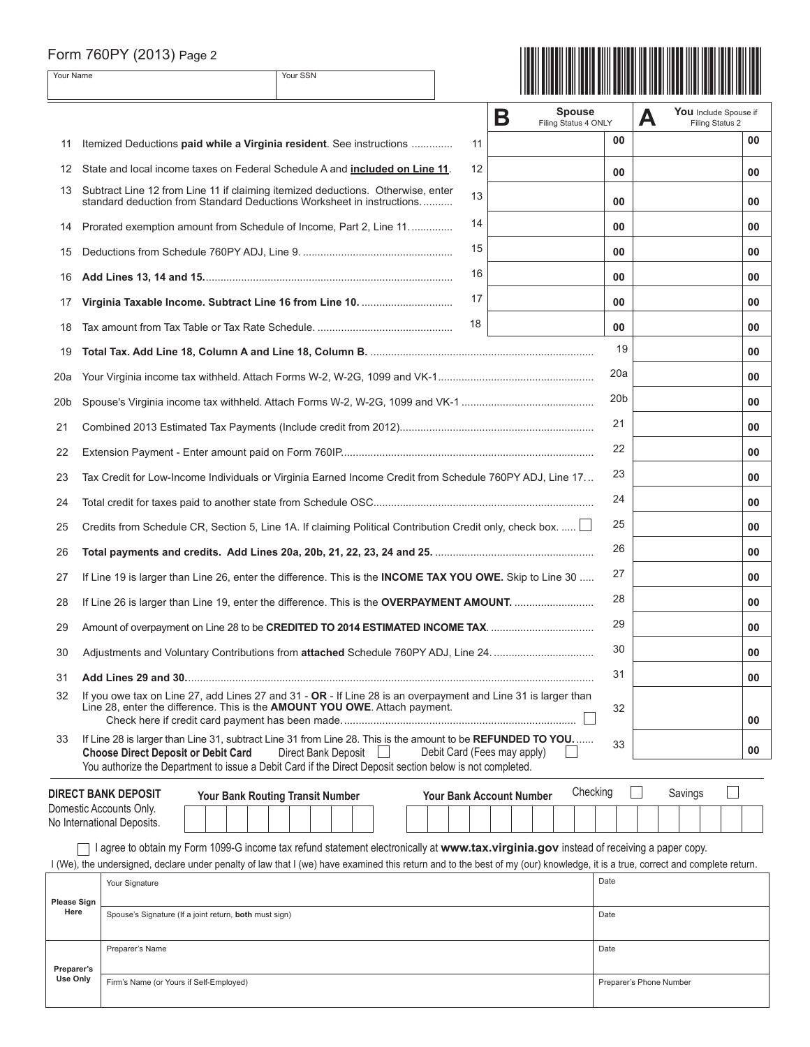Form 760PY (2013) Page 2

| Your Name | Your SSN |
|---|---|
| | |

| | | | B Spouse Filing Status 4 ONLY | A You Include Spouse if Filing Status 2 |
|---|---|---|---|---|
| 11 | Itemized Deductions **paid while a Virginia resident**. See instructions | 11 | 00 | 00 |
| 12 | State and local income taxes on Federal Schedule A and **included on Line 11**. | 12 | 00 | 00 |
| 13 | Subtract Line 12 from Line 11 if claiming itemized deductions. Otherwise, enter standard deduction from Standard Deductions Worksheet in instructions. | 13 | 00 | 00 |
| 14 | Prorated exemption amount from Schedule of Income, Part 2, Line 11. | 14 | 00 | 00 |
| 15 | Deductions from Schedule 760PY ADJ, Line 9. | 15 | 00 | 00 |
| 16 | **Add Lines 13, 14 and 15.** | 16 | 00 | 00 |
| 17 | **Virginia Taxable Income. Subtract Line 16 from Line 10.** | 17 | 00 | 00 |
| 18 | Tax amount from Tax Table or Tax Rate Schedule. | 18 | 00 | 00 |

| | | | |
|---|---|---|---|
| 19 | **Total Tax. Add Line 18, Column A and Line 18, Column B.** | 19 | 00 |
| 20a | Your Virginia income tax withheld. Attach Forms W-2, W-2G, 1099 and VK-1 | 20a | 00 |
| 20b | Spouse's Virginia income tax withheld. Attach Forms W-2, W-2G, 1099 and VK-1 | 20b | 00 |
| 21 | Combined 2013 Estimated Tax Payments (Include credit from 2012) | 21 | 00 |
| 22 | Extension Payment - Enter amount paid on Form 760IP | 22 | 00 |
| 23 | Tax Credit for Low-Income Individuals or Virginia Earned Income Credit from Schedule 760PY ADJ, Line 17 | 23 | 00 |
| 24 | Total credit for taxes paid to another state from Schedule OSC | 24 | 00 |
| 25 | Credits from Schedule CR, Section 5, Line 1A. If claiming Political Contribution Credit only, check box. ☐ | 25 | 00 |
| 26 | **Total payments and credits. Add Lines 20a, 20b, 21, 22, 23, 24 and 25.** | 26 | 00 |
| 27 | If Line 19 is larger than Line 26, enter the difference. This is the **INCOME TAX YOU OWE.** Skip to Line 30 | 27 | 00 |
| 28 | If Line 26 is larger than Line 19, enter the difference. This is the **OVERPAYMENT AMOUNT.** | 28 | 00 |
| 29 | Amount of overpayment on Line 28 to be **CREDITED TO 2014 ESTIMATED INCOME TAX**. | 29 | 00 |
| 30 | Adjustments and Voluntary Contributions from **attached** Schedule 760PY ADJ, Line 24. | 30 | 00 |
| 31 | **Add Lines 29 and 30.** | 31 | 00 |
| 32 | If you owe tax on Line 27, add Lines 27 and 31 - **OR** - If Line 28 is an overpayment and Line 31 is larger than Line 28, enter the difference. This is the **AMOUNT YOU OWE**. Attach payment. Check here if credit card payment has been made. ☐ | 32 | 00 |
| 33 | If Line 28 is larger than Line 31, subtract Line 31 from Line 28. This is the amount to be **REFUNDED TO YOU.** **Choose Direct Deposit or Debit Card** Direct Bank Deposit ☐ Debit Card (Fees may apply) ☐ You authorize the Department to issue a Debit Card if the Direct Deposit section below is not completed. | 33 | 00 |

**DIRECT BANK DEPOSIT**
Domestic Accounts Only.
No International Deposits.

**Your Bank Routing Transit Number** | **Your Bank Account Number** | Checking ☐ Savings ☐

☐ I agree to obtain my Form 1099-G income tax refund statement electronically at **www.tax.virginia.gov** instead of receiving a paper copy.

I (We), the undersigned, declare under penalty of law that I (we) have examined this return and to the best of my (our) knowledge, it is a true, correct and complete return.

| | | |
|---|---|---|
| **Please Sign Here** | Your Signature | Date |
| | Spouse's Signature (If a joint return, **both** must sign) | Date |
| **Preparer's Use Only** | Preparer's Name | Date |
| | Firm's Name (or Yours if Self-Employed) | Preparer's Phone Number |